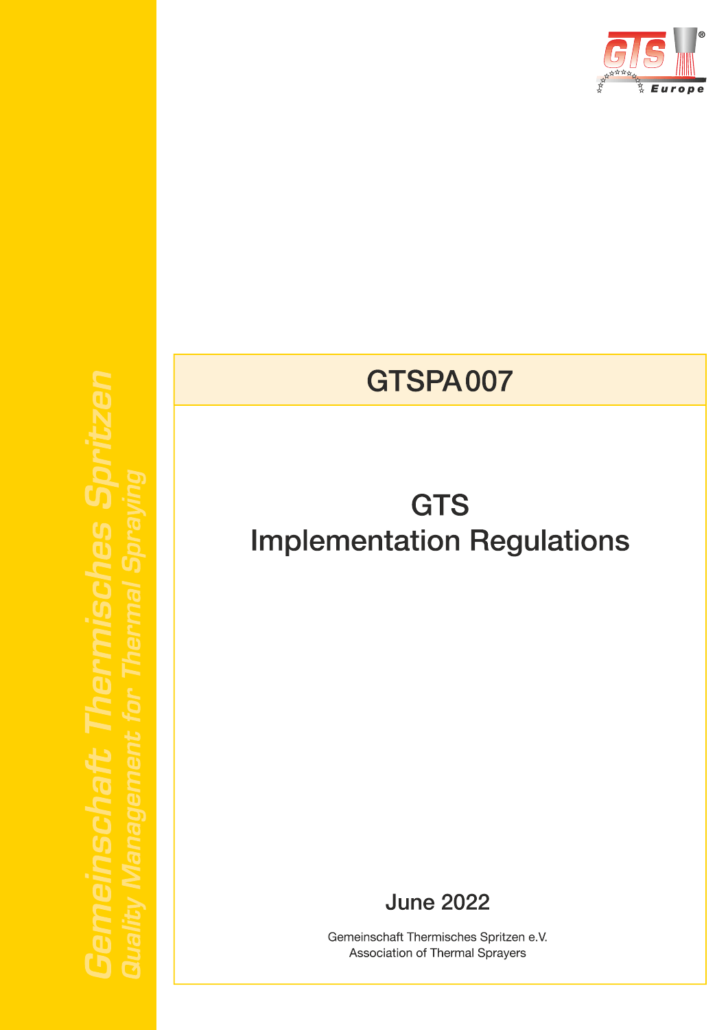Gemeinschaft Thermisches Spritzen
Quality Management for Thermal Spraying

# GTSPA 007

# GTS
# Implementation Regulations

**June 2022**

Gemeinschaft Thermisches Spritzen e.V.
Association of Thermal Sprayers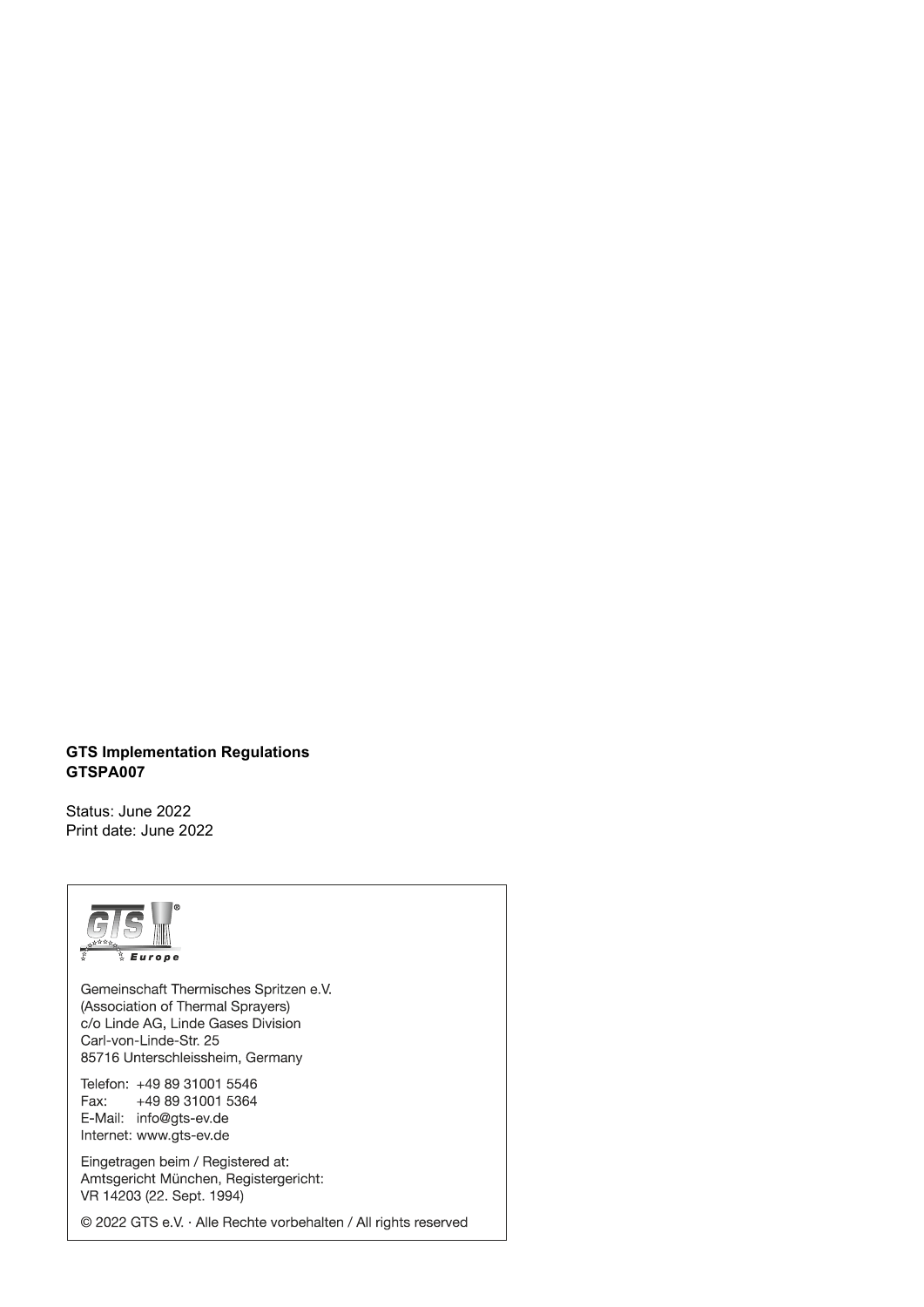**GTS Implementation Regulations**
**GTSPA007**

Status: June 2022
Print date: June 2022

GTS Europe

Gemeinschaft Thermisches Spritzen e.V.
(Association of Thermal Sprayers)
c/o Linde AG, Linde Gases Division
Carl-von-Linde-Str. 25
85716 Unterschleissheim, Germany

Telefon: +49 89 31001 5546
Fax: +49 89 31001 5364
E-Mail: info@gts-ev.de
Internet: www.gts-ev.de

Eingetragen beim / Registered at:
Amtsgericht München, Registergericht:
VR 14203 (22. Sept. 1994)

© 2022 GTS e.V. · Alle Rechte vorbehalten / All rights reserved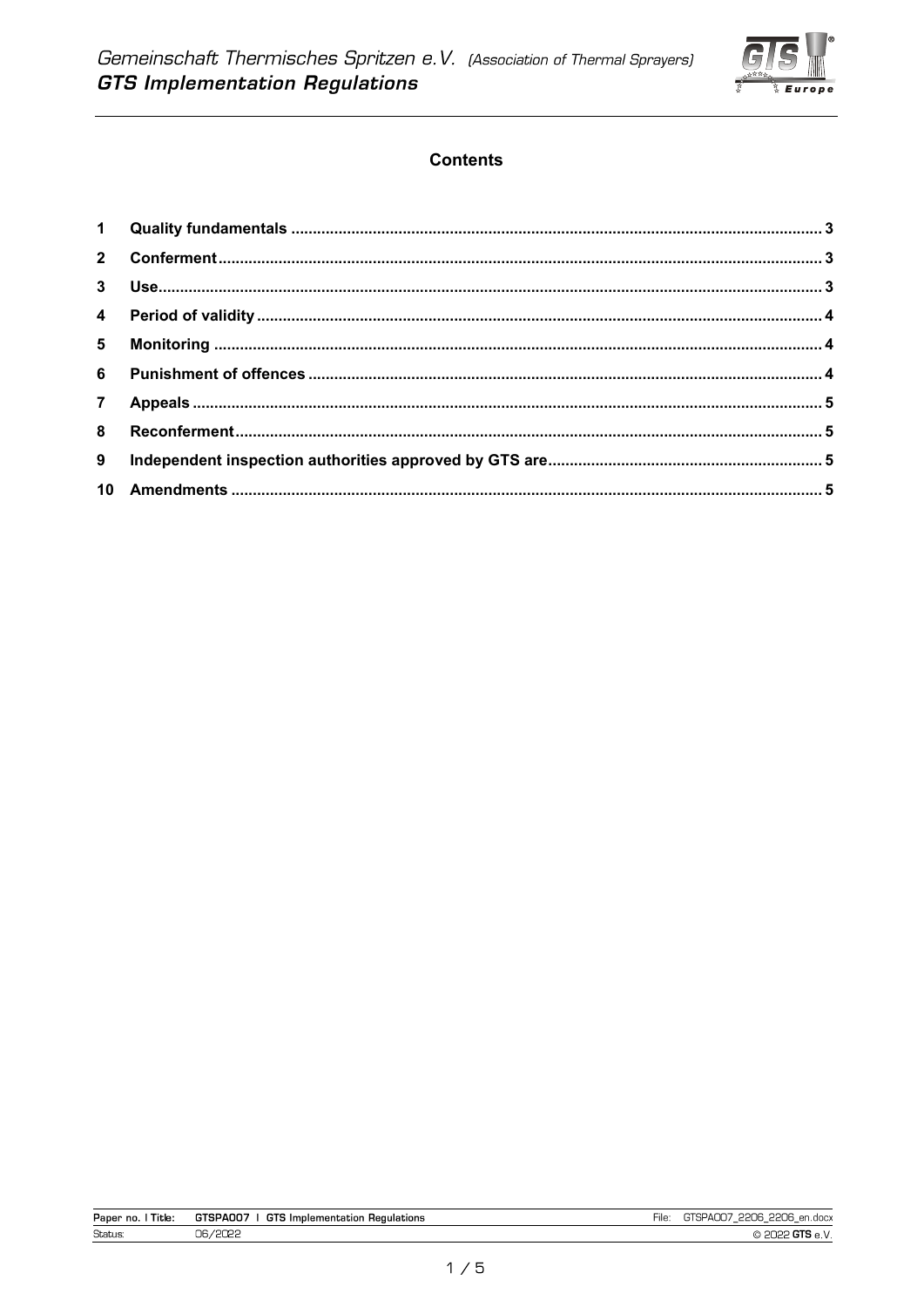## Contents

| | | |
|---|---|---|
| **1** | **Quality fundamentals** | **3** |
| **2** | **Conferment** | **3** |
| **3** | **Use** | **3** |
| **4** | **Period of validity** | **4** |
| **5** | **Monitoring** | **4** |
| **6** | **Punishment of offences** | **4** |
| **7** | **Appeals** | **5** |
| **8** | **Reconferment** | **5** |
| **9** | **Independent inspection authorities approved by GTS are** | **5** |
| **10** | **Amendments** | **5** |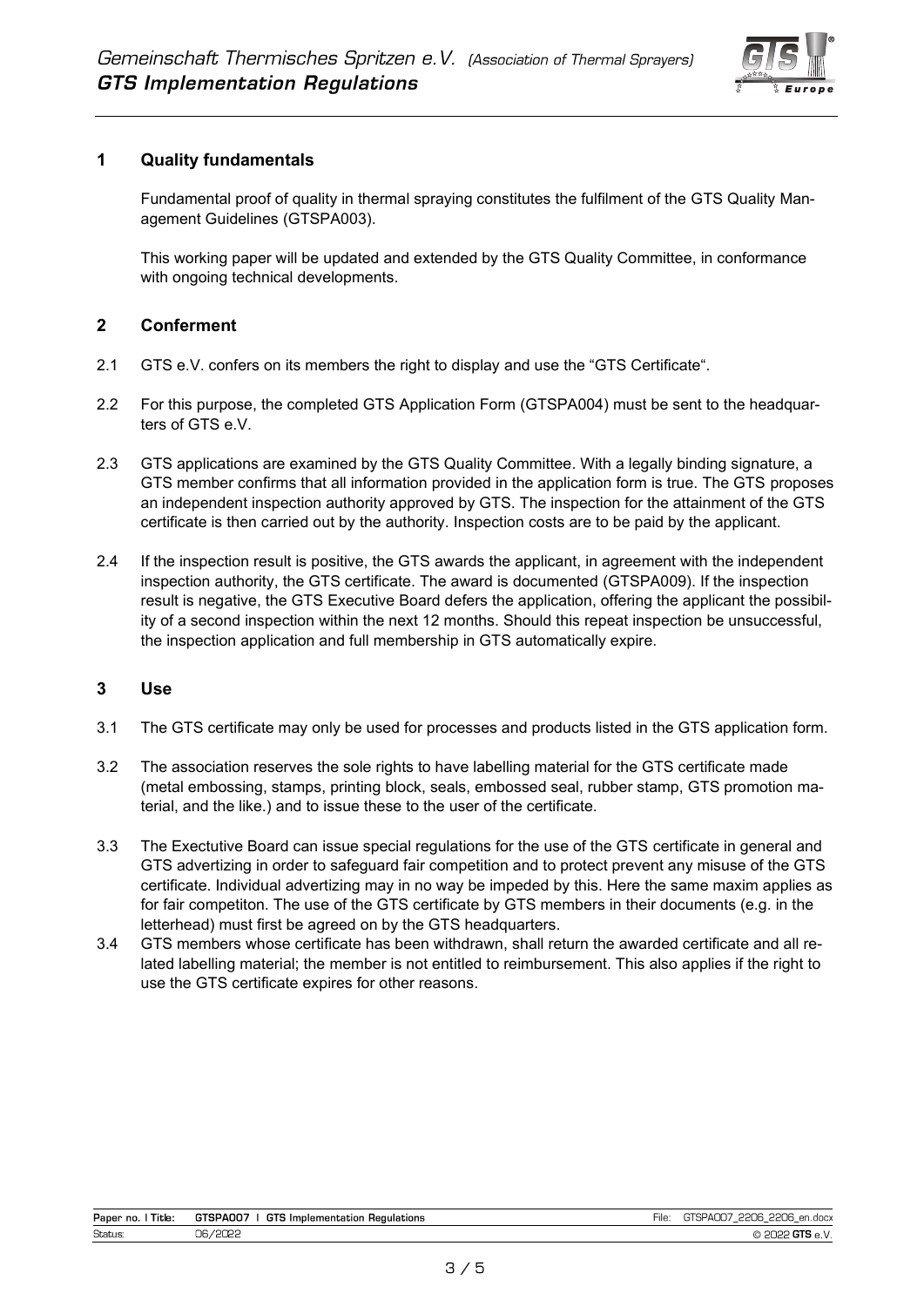## 1 Quality fundamentals

Fundamental proof of quality in thermal spraying constitutes the fulfilment of the GTS Quality Management Guidelines (GTSPA003).

This working paper will be updated and extended by the GTS Quality Committee, in conformance with ongoing technical developments.

## 2 Conferment

2.1 GTS e.V. confers on its members the right to display and use the "GTS Certificate".

2.2 For this purpose, the completed GTS Application Form (GTSPA004) must be sent to the headquarters of GTS e.V.

2.3 GTS applications are examined by the GTS Quality Committee. With a legally binding signature, a GTS member confirms that all information provided in the application form is true. The GTS proposes an independent inspection authority approved by GTS. The inspection for the attainment of the GTS certificate is then carried out by the authority. Inspection costs are to be paid by the applicant.

2.4 If the inspection result is positive, the GTS awards the applicant, in agreement with the independent inspection authority, the GTS certificate. The award is documented (GTSPA009). If the inspection result is negative, the GTS Executive Board defers the application, offering the applicant the possibility of a second inspection within the next 12 months. Should this repeat inspection be unsuccessful, the inspection application and full membership in GTS automatically expire.

## 3 Use

3.1 The GTS certificate may only be used for processes and products listed in the GTS application form.

3.2 The association reserves the sole rights to have labelling material for the GTS certificate made (metal embossing, stamps, printing block, seals, embossed seal, rubber stamp, GTS promotion material, and the like.) and to issue these to the user of the certificate.

3.3 The Exectutive Board can issue special regulations for the use of the GTS certificate in general and GTS advertizing in order to safeguard fair competition and to protect prevent any misuse of the GTS certificate. Individual advertizing may in no way be impeded by this. Here the same maxim applies as for fair competiton. The use of the GTS certificate by GTS members in their documents (e.g. in the letterhead) must first be agreed on by the GTS headquarters.

3.4 GTS members whose certificate has been withdrawn, shall return the awarded certificate and all related labelling material; the member is not entitled to reimbursement. This also applies if the right to use the GTS certificate expires for other reasons.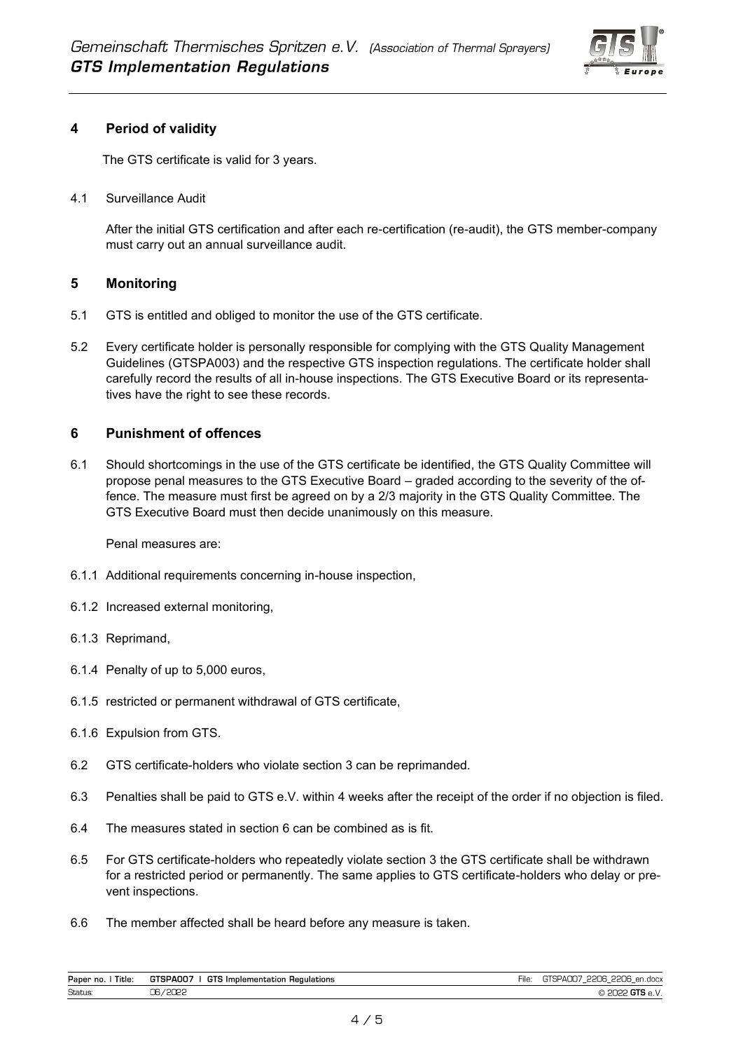## 4 Period of validity

The GTS certificate is valid for 3 years.

4.1 Surveillance Audit

After the initial GTS certification and after each re-certification (re-audit), the GTS member-company must carry out an annual surveillance audit.

## 5 Monitoring

5.1 GTS is entitled and obliged to monitor the use of the GTS certificate.

5.2 Every certificate holder is personally responsible for complying with the GTS Quality Management Guidelines (GTSPA003) and the respective GTS inspection regulations. The certificate holder shall carefully record the results of all in-house inspections. The GTS Executive Board or its representatives have the right to see these records.

## 6 Punishment of offences

6.1 Should shortcomings in the use of the GTS certificate be identified, the GTS Quality Committee will propose penal measures to the GTS Executive Board – graded according to the severity of the offence. The measure must first be agreed on by a 2/3 majority in the GTS Quality Committee. The GTS Executive Board must then decide unanimously on this measure.

Penal measures are:

6.1.1 Additional requirements concerning in-house inspection,

6.1.2 Increased external monitoring,

6.1.3 Reprimand,

6.1.4 Penalty of up to 5,000 euros,

6.1.5 restricted or permanent withdrawal of GTS certificate,

6.1.6 Expulsion from GTS.

6.2 GTS certificate-holders who violate section 3 can be reprimanded.

6.3 Penalties shall be paid to GTS e.V. within 4 weeks after the receipt of the order if no objection is filed.

6.4 The measures stated in section 6 can be combined as is fit.

6.5 For GTS certificate-holders who repeatedly violate section 3 the GTS certificate shall be withdrawn for a restricted period or permanently. The same applies to GTS certificate-holders who delay or prevent inspections.

6.6 The member affected shall be heard before any measure is taken.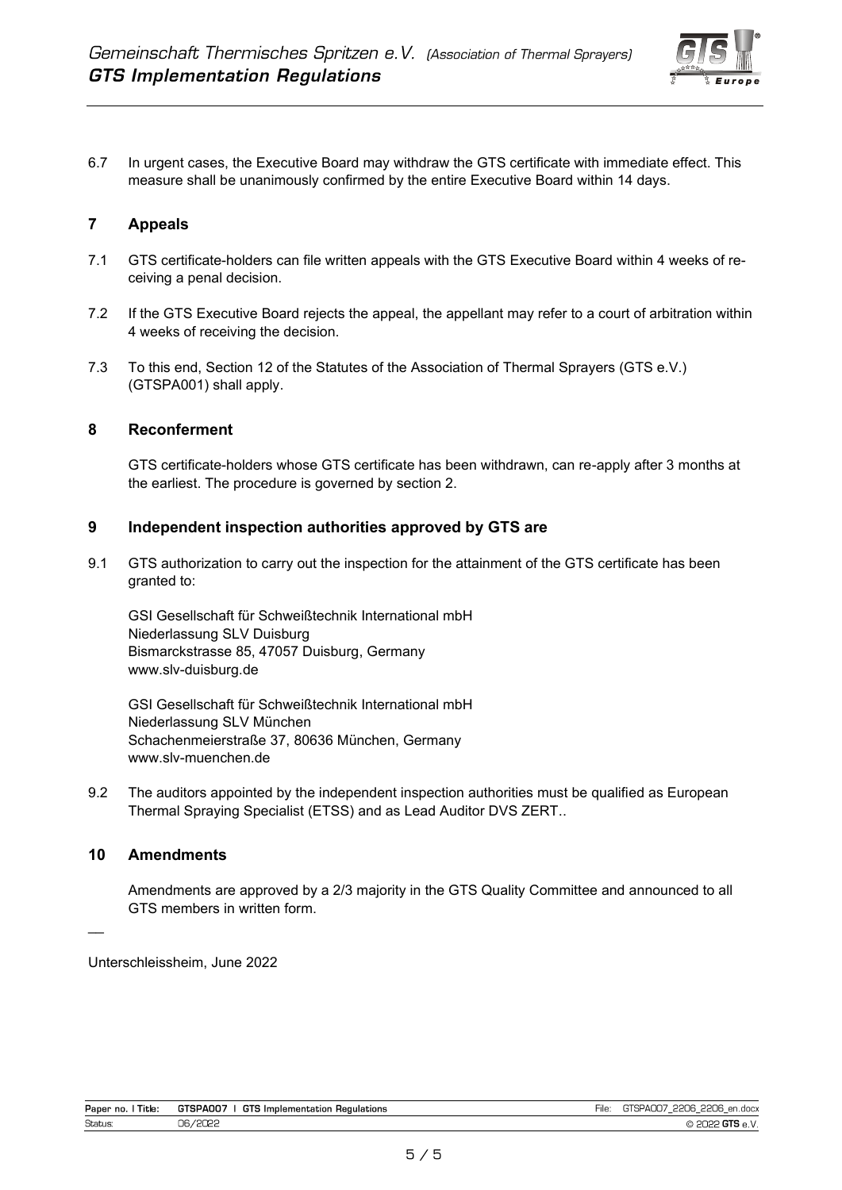6.7 In urgent cases, the Executive Board may withdraw the GTS certificate with immediate effect. This measure shall be unanimously confirmed by the entire Executive Board within 14 days.

## 7 Appeals

7.1 GTS certificate-holders can file written appeals with the GTS Executive Board within 4 weeks of receiving a penal decision.

7.2 If the GTS Executive Board rejects the appeal, the appellant may refer to a court of arbitration within 4 weeks of receiving the decision.

7.3 To this end, Section 12 of the Statutes of the Association of Thermal Sprayers (GTS e.V.) (GTSPA001) shall apply.

## 8 Reconferment

GTS certificate-holders whose GTS certificate has been withdrawn, can re-apply after 3 months at the earliest. The procedure is governed by section 2.

## 9 Independent inspection authorities approved by GTS are

9.1 GTS authorization to carry out the inspection for the attainment of the GTS certificate has been granted to:

GSI Gesellschaft für Schweißtechnik International mbH
Niederlassung SLV Duisburg
Bismarckstrasse 85, 47057 Duisburg, Germany
www.slv-duisburg.de

GSI Gesellschaft für Schweißtechnik International mbH
Niederlassung SLV München
Schachenmeierstraße 37, 80636 München, Germany
www.slv-muenchen.de

9.2 The auditors appointed by the independent inspection authorities must be qualified as European Thermal Spraying Specialist (ETSS) and as Lead Auditor DVS ZERT..

## 10 Amendments

Amendments are approved by a 2/3 majority in the GTS Quality Committee and announced to all GTS members in written form.

—

Unterschleissheim, June 2022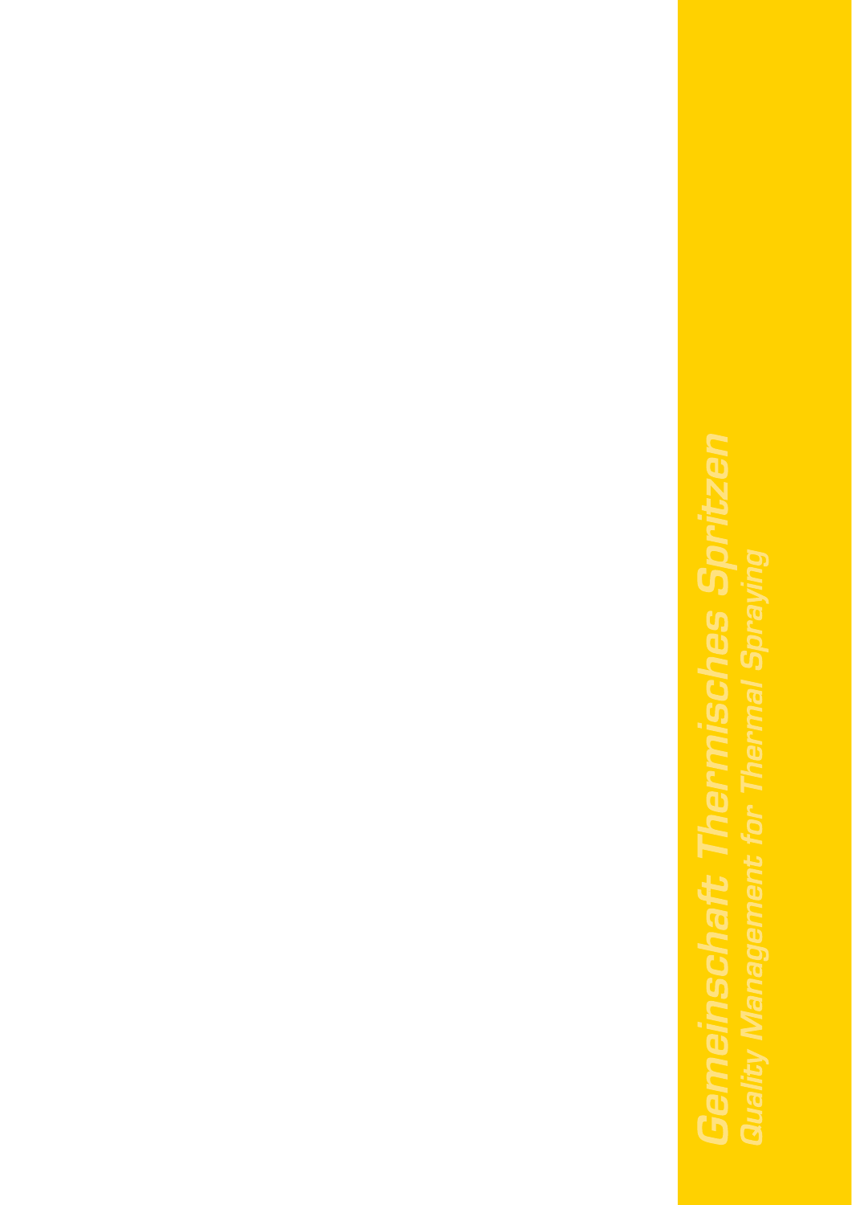Gemeinschaft Thermisches Spritzen

Quality Management for Thermal Spraying